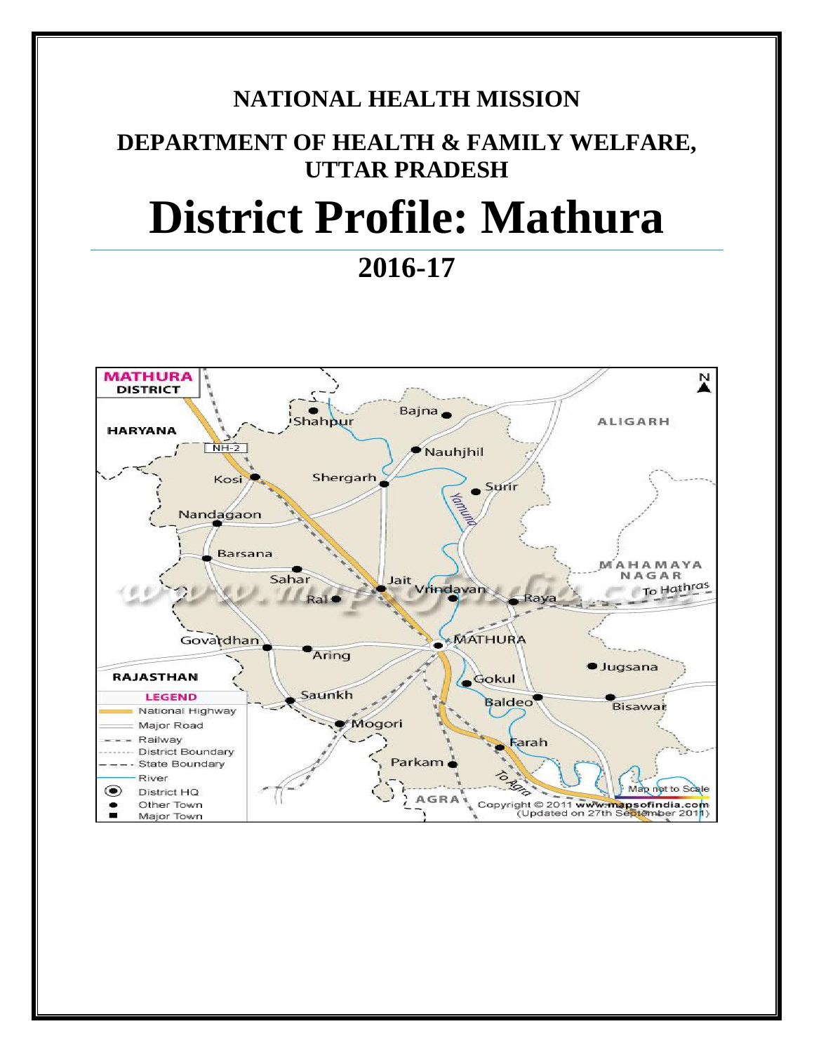# NATIONAL HEALTH MISSION

## DEPARTMENT OF HEALTH & FAMILY WELFARE, UTTAR PRADESH

# District Profile: Mathura

## 2016-17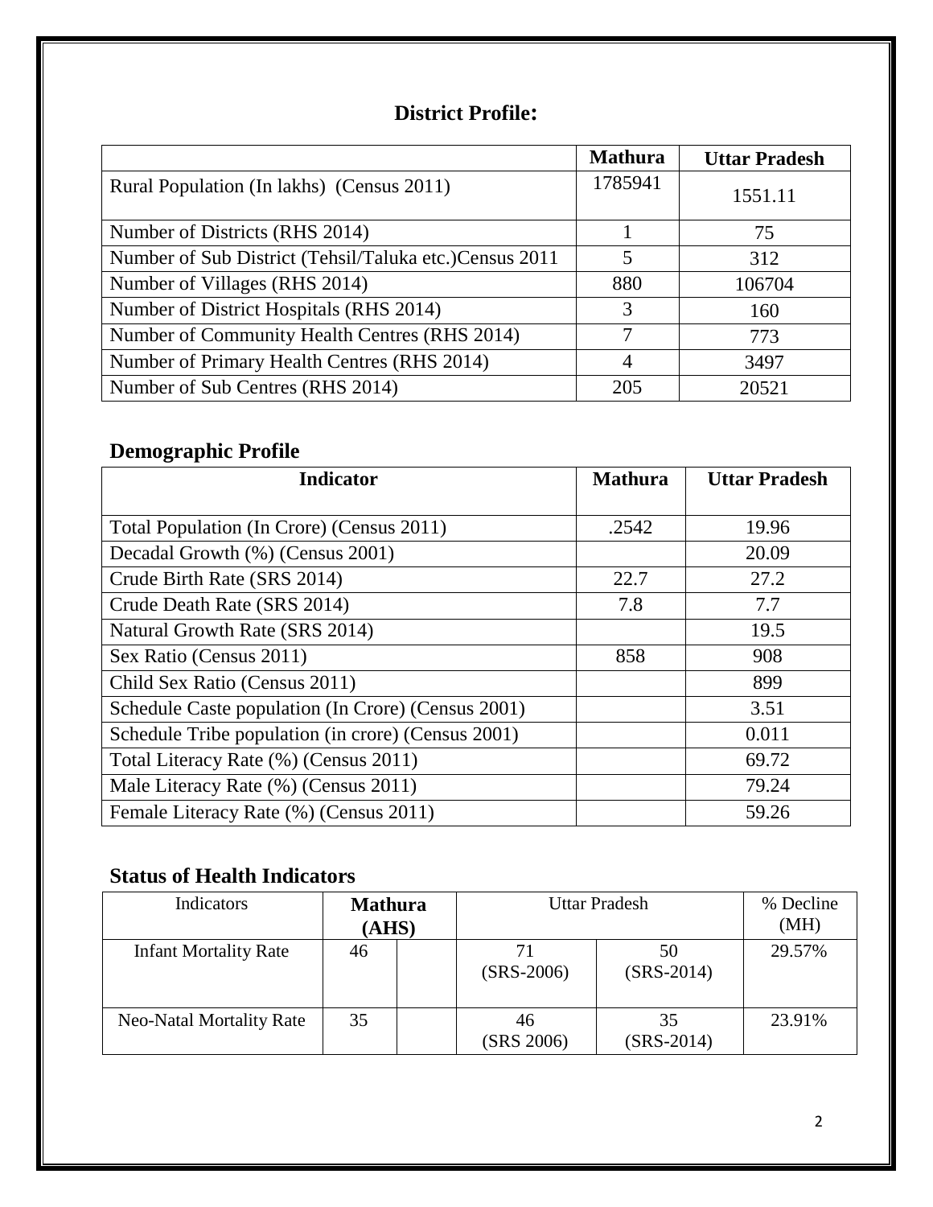## District Profile:

| | Mathura | Uttar Pradesh |
|---|---|---|
| Rural Population (In lakhs) (Census 2011) | 1785941 | 1551.11 |
| Number of Districts (RHS 2014) | 1 | 75 |
| Number of Sub District (Tehsil/Taluka etc.)Census 2011 | 5 | 312 |
| Number of Villages (RHS 2014) | 880 | 106704 |
| Number of District Hospitals (RHS 2014) | 3 | 160 |
| Number of Community Health Centres (RHS 2014) | 7 | 773 |
| Number of Primary Health Centres (RHS 2014) | 4 | 3497 |
| Number of Sub Centres (RHS 2014) | 205 | 20521 |

## Demographic Profile

| Indicator | Mathura | Uttar Pradesh |
|---|---|---|
| Total Population (In Crore) (Census 2011) | .2542 | 19.96 |
| Decadal Growth (%) (Census 2001) | | 20.09 |
| Crude Birth Rate (SRS 2014) | 22.7 | 27.2 |
| Crude Death Rate (SRS 2014) | 7.8 | 7.7 |
| Natural Growth Rate (SRS 2014) | | 19.5 |
| Sex Ratio (Census 2011) | 858 | 908 |
| Child Sex Ratio (Census 2011) | | 899 |
| Schedule Caste population (In Crore) (Census 2001) | | 3.51 |
| Schedule Tribe population (in crore) (Census 2001) | | 0.011 |
| Total Literacy Rate (%) (Census 2011) | | 69.72 |
| Male Literacy Rate (%) (Census 2011) | | 79.24 |
| Female Literacy Rate (%) (Census 2011) | | 59.26 |

## Status of Health Indicators

| Indicators | Mathura (AHS) | | Uttar Pradesh | | % Decline (MH) |
|---|---|---|---|---|---|
| Infant Mortality Rate | 46 | | 71 (SRS-2006) | 50 (SRS-2014) | 29.57% |
| Neo-Natal Mortality Rate | 35 | | 46 (SRS 2006) | 35 (SRS-2014) | 23.91% |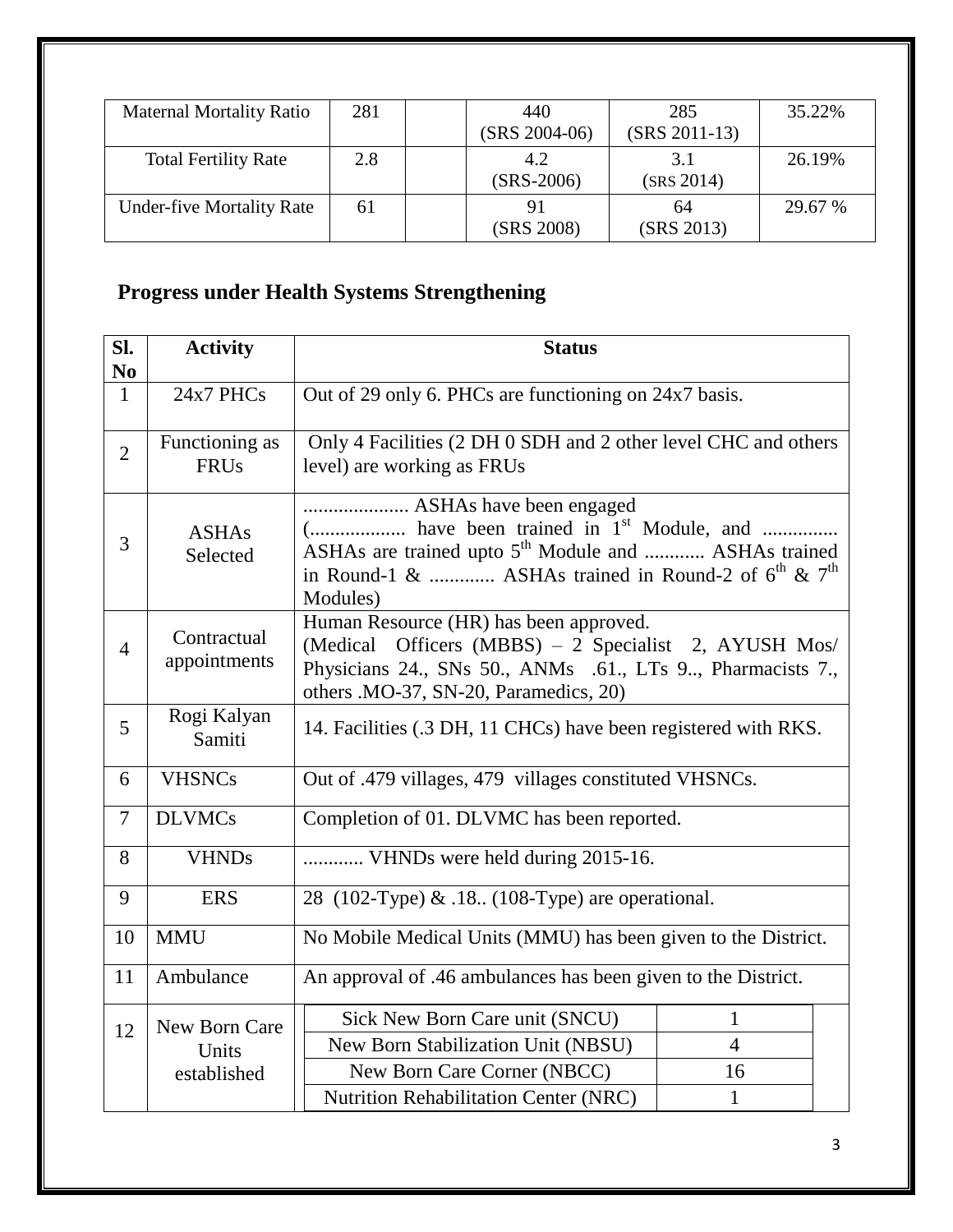| Maternal Mortality Ratio | 281 | | 440 (SRS 2004-06) | 285 (SRS 2011-13) | 35.22% |
|---|---|---|---|---|---|
| Total Fertility Rate | 2.8 | | 4.2 (SRS-2006) | 3.1 (SRS 2014) | 26.19% |
| Under-five Mortality Rate | 61 | | 91 (SRS 2008) | 64 (SRS 2013) | 29.67 % |

## Progress under Health Systems Strengthening

| Sl. No | Activity | Status |
|---|---|---|
| 1 | 24x7 PHCs | Out of 29 only 6. PHCs are functioning on 24x7 basis. |
| 2 | Functioning as FRUs | Only 4 Facilities (2 DH 0 SDH and 2 other level CHC and others level) are working as FRUs |
| 3 | ASHAs Selected | ..................... ASHAs have been engaged (................... have been trained in 1st Module, and ............... ASHAs are trained upto 5th Module and ............ ASHAs trained in Round-1 & ............. ASHAs trained in Round-2 of 6th & 7th Modules) |
| 4 | Contractual appointments | Human Resource (HR) has been approved. (Medical Officers (MBBS) – 2 Specialist 2, AYUSH Mos/ Physicians 24., SNs 50., ANMs .61., LTs 9.., Pharmacists 7., others .MO-37, SN-20, Paramedics, 20) |
| 5 | Rogi Kalyan Samiti | 14. Facilities (.3 DH, 11 CHCs) have been registered with RKS. |
| 6 | VHSNCs | Out of .479 villages, 479 villages constituted VHSNCs. |
| 7 | DLVMCs | Completion of 01. DLVMC has been reported. |
| 8 | VHNDs | ............ VHNDs were held during 2015-16. |
| 9 | ERS | 28 (102-Type) & .18.. (108-Type) are operational. |
| 10 | MMU | No Mobile Medical Units (MMU) has been given to the District. |
| 11 | Ambulance | An approval of .46 ambulances has been given to the District. |
| 12 | New Born Care Units established | Sick New Born Care unit (SNCU): 1<br>New Born Stabilization Unit (NBSU): 4<br>New Born Care Corner (NBCC): 16<br>Nutrition Rehabilitation Center (NRC): 1 |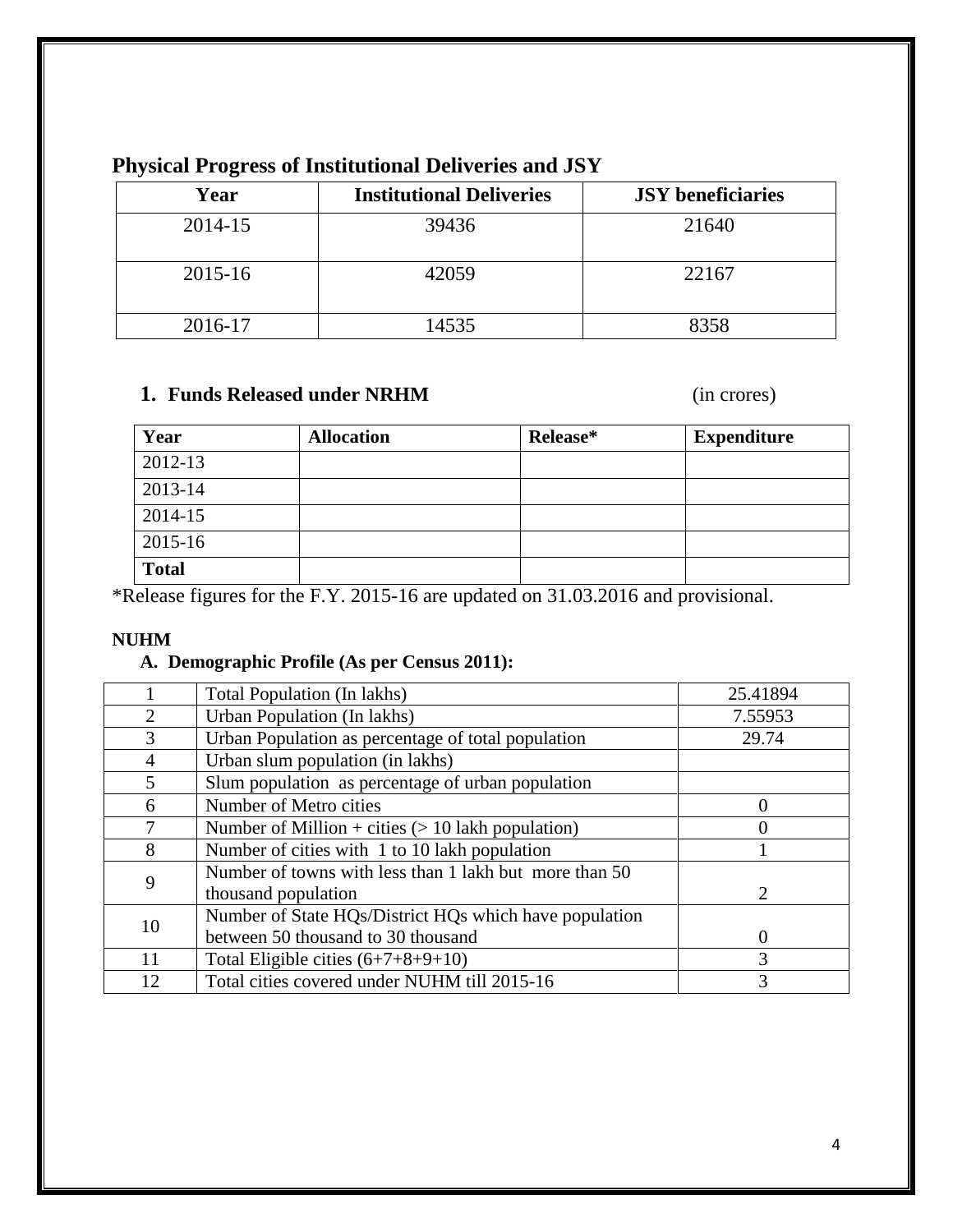## Physical Progress of Institutional Deliveries and JSY

| Year | Institutional Deliveries | JSY beneficiaries |
|---|---|---|
| 2014-15 | 39436 | 21640 |
| 2015-16 | 42059 | 22167 |
| 2016-17 | 14535 | 8358 |

### 1. Funds Released under NRHM (in crores)

| Year | Allocation | Release* | Expenditure |
|---|---|---|---|
| 2012-13 | | | |
| 2013-14 | | | |
| 2014-15 | | | |
| 2015-16 | | | |
| **Total** | | | |

*Release figures for the F.Y. 2015-16 are updated on 31.03.2016 and provisional.

**NUHM**

**A. Demographic Profile (As per Census 2011):**

| | | |
|---|---|---|
| 1 | Total Population (In lakhs) | 25.41894 |
| 2 | Urban Population (In lakhs) | 7.55953 |
| 3 | Urban Population as percentage of total population | 29.74 |
| 4 | Urban slum population (in lakhs) | |
| 5 | Slum population as percentage of urban population | |
| 6 | Number of Metro cities | 0 |
| 7 | Number of Million + cities (> 10 lakh population) | 0 |
| 8 | Number of cities with 1 to 10 lakh population | 1 |
| 9 | Number of towns with less than 1 lakh but more than 50 thousand population | 2 |
| 10 | Number of State HQs/District HQs which have population between 50 thousand to 30 thousand | 0 |
| 11 | Total Eligible cities (6+7+8+9+10) | 3 |
| 12 | Total cities covered under NUHM till 2015-16 | 3 |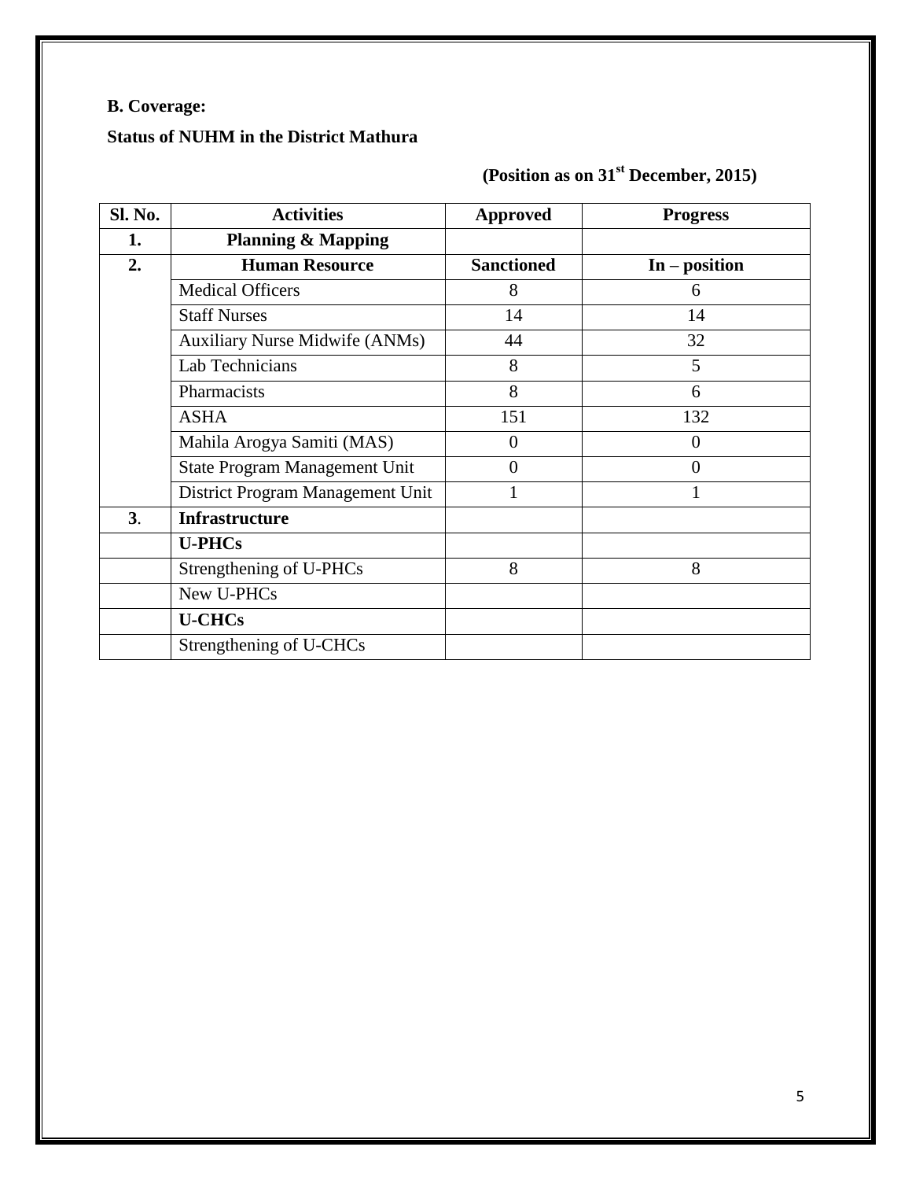**B. Coverage:**

**Status of NUHM in the District Mathura**

**(Position as on 31st December, 2015)**

| Sl. No. | Activities | Approved | Progress |
|---|---|---|---|
| **1.** | **Planning & Mapping** | | |
| **2.** | **Human Resource** | **Sanctioned** | **In – position** |
| | Medical Officers | 8 | 6 |
| | Staff Nurses | 14 | 14 |
| | Auxiliary Nurse Midwife (ANMs) | 44 | 32 |
| | Lab Technicians | 8 | 5 |
| | Pharmacists | 8 | 6 |
| | ASHA | 151 | 132 |
| | Mahila Arogya Samiti (MAS) | 0 | 0 |
| | State Program Management Unit | 0 | 0 |
| | District Program Management Unit | 1 | 1 |
| **3**. | **Infrastructure** | | |
| | **U-PHCs** | | |
| | Strengthening of U-PHCs | 8 | 8 |
| | New U-PHCs | | |
| | **U-CHCs** | | |
| | Strengthening of U-CHCs | | |